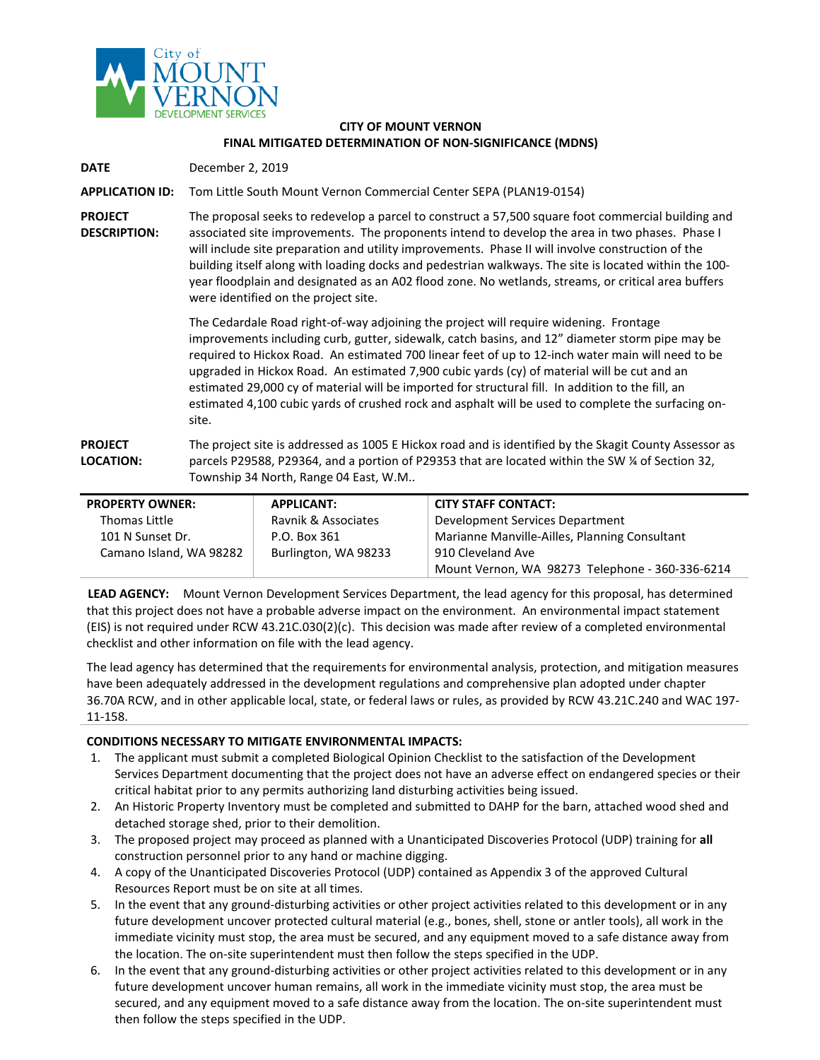City of MOUNT VERNON DEVELOPMENT SERVICES

**CITY OF MOUNT VERNON**
**FINAL MITIGATED DETERMINATION OF NON-SIGNIFICANCE (MDNS)**

**DATE** December 2, 2019

**APPLICATION ID:** Tom Little South Mount Vernon Commercial Center SEPA (PLAN19-0154)

**PROJECT DESCRIPTION:** The proposal seeks to redevelop a parcel to construct a 57,500 square foot commercial building and associated site improvements. The proponents intend to develop the area in two phases. Phase I will include site preparation and utility improvements. Phase II will involve construction of the building itself along with loading docks and pedestrian walkways. The site is located within the 100-year floodplain and designated as an A02 flood zone. No wetlands, streams, or critical area buffers were identified on the project site.

The Cedardale Road right-of-way adjoining the project will require widening. Frontage improvements including curb, gutter, sidewalk, catch basins, and 12" diameter storm pipe may be required to Hickox Road. An estimated 700 linear feet of up to 12-inch water main will need to be upgraded in Hickox Road. An estimated 7,900 cubic yards (cy) of material will be cut and an estimated 29,000 cy of material will be imported for structural fill. In addition to the fill, an estimated 4,100 cubic yards of crushed rock and asphalt will be used to complete the surfacing on-site.

**PROJECT LOCATION:** The project site is addressed as 1005 E Hickox road and is identified by the Skagit County Assessor as parcels P29588, P29364, and a portion of P29353 that are located within the SW ¼ of Section 32, Township 34 North, Range 04 East, W.M..

| PROPERTY OWNER: | APPLICANT: | CITY STAFF CONTACT: |
|---|---|---|
| Thomas Little<br>101 N Sunset Dr.<br>Camano Island, WA 98282 | Ravnik & Associates<br>P.O. Box 361<br>Burlington, WA 98233 | Development Services Department<br>Marianne Manville-Ailles, Planning Consultant<br>910 Cleveland Ave<br>Mount Vernon, WA 98273 Telephone - 360-336-6214 |

**LEAD AGENCY:** Mount Vernon Development Services Department, the lead agency for this proposal, has determined that this project does not have a probable adverse impact on the environment. An environmental impact statement (EIS) is not required under RCW 43.21C.030(2)(c). This decision was made after review of a completed environmental checklist and other information on file with the lead agency.

The lead agency has determined that the requirements for environmental analysis, protection, and mitigation measures have been adequately addressed in the development regulations and comprehensive plan adopted under chapter 36.70A RCW, and in other applicable local, state, or federal laws or rules, as provided by RCW 43.21C.240 and WAC 197-11-158.

**CONDITIONS NECESSARY TO MITIGATE ENVIRONMENTAL IMPACTS:**

1. The applicant must submit a completed Biological Opinion Checklist to the satisfaction of the Development Services Department documenting that the project does not have an adverse effect on endangered species or their critical habitat prior to any permits authorizing land disturbing activities being issued.
2. An Historic Property Inventory must be completed and submitted to DAHP for the barn, attached wood shed and detached storage shed, prior to their demolition.
3. The proposed project may proceed as planned with a Unanticipated Discoveries Protocol (UDP) training for **all** construction personnel prior to any hand or machine digging.
4. A copy of the Unanticipated Discoveries Protocol (UDP) contained as Appendix 3 of the approved Cultural Resources Report must be on site at all times.
5. In the event that any ground-disturbing activities or other project activities related to this development or in any future development uncover protected cultural material (e.g., bones, shell, stone or antler tools), all work in the immediate vicinity must stop, the area must be secured, and any equipment moved to a safe distance away from the location. The on-site superintendent must then follow the steps specified in the UDP.
6. In the event that any ground-disturbing activities or other project activities related to this development or in any future development uncover human remains, all work in the immediate vicinity must stop, the area must be secured, and any equipment moved to a safe distance away from the location. The on-site superintendent must then follow the steps specified in the UDP.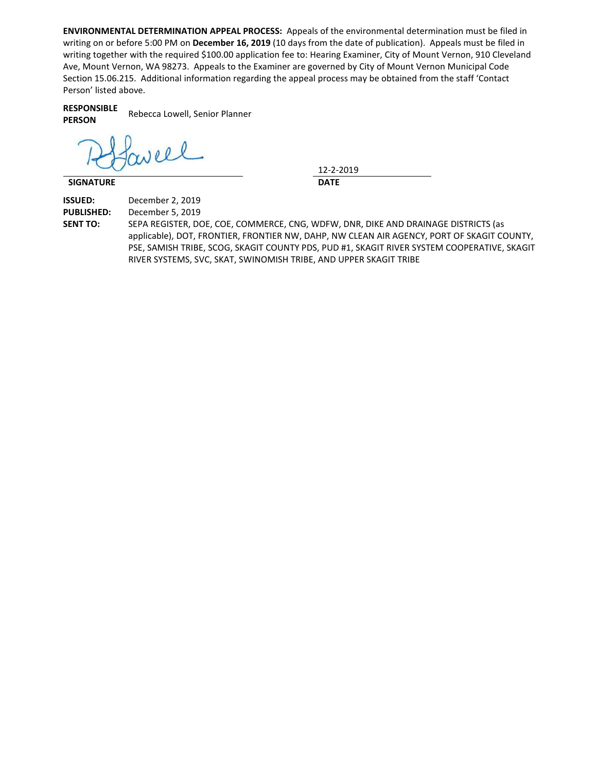**ENVIRONMENTAL DETERMINATION APPEAL PROCESS:** Appeals of the environmental determination must be filed in writing on or before 5:00 PM on **December 16, 2019** (10 days from the date of publication). Appeals must be filed in writing together with the required $100.00 application fee to: Hearing Examiner, City of Mount Vernon, 910 Cleveland Ave, Mount Vernon, WA 98273. Appeals to the Examiner are governed by City of Mount Vernon Municipal Code Section 15.06.215. Additional information regarding the appeal process may be obtained from the staff 'Contact Person' listed above.

**RESPONSIBLE PERSON** Rebecca Lowell, Senior Planner

**SIGNATURE**

**DATE** 12-2-2019

**ISSUED:** December 2, 2019

**PUBLISHED:** December 5, 2019

**SENT TO:** SEPA REGISTER, DOE, COE, COMMERCE, CNG, WDFW, DNR, DIKE AND DRAINAGE DISTRICTS (as applicable), DOT, FRONTIER, FRONTIER NW, DAHP, NW CLEAN AIR AGENCY, PORT OF SKAGIT COUNTY, PSE, SAMISH TRIBE, SCOG, SKAGIT COUNTY PDS, PUD #1, SKAGIT RIVER SYSTEM COOPERATIVE, SKAGIT RIVER SYSTEMS, SVC, SKAT, SWINOMISH TRIBE, AND UPPER SKAGIT TRIBE